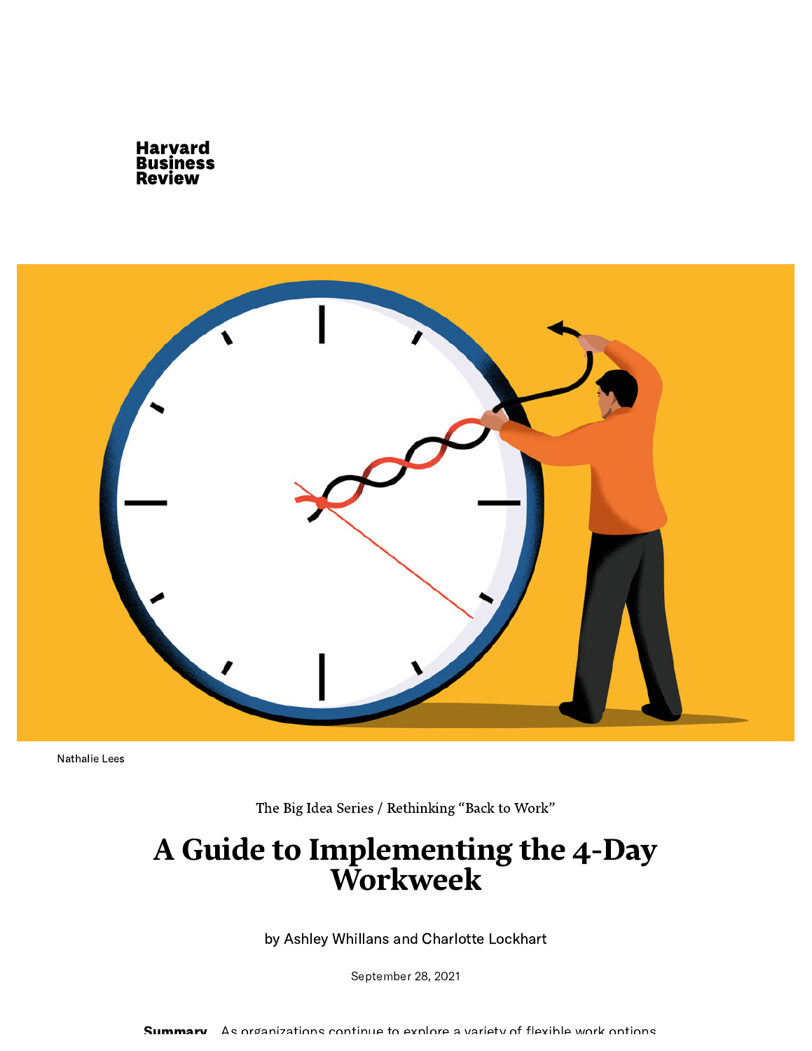Harvard Business Review

Nathalie Lees

The Big Idea Series / Rethinking "Back to Work"

# A Guide to Implementing the 4-Day Workweek

by Ashley Whillans and Charlotte Lockhart

September 28, 2021

**Summary.** As organizations continue to explore a variety of flexible work options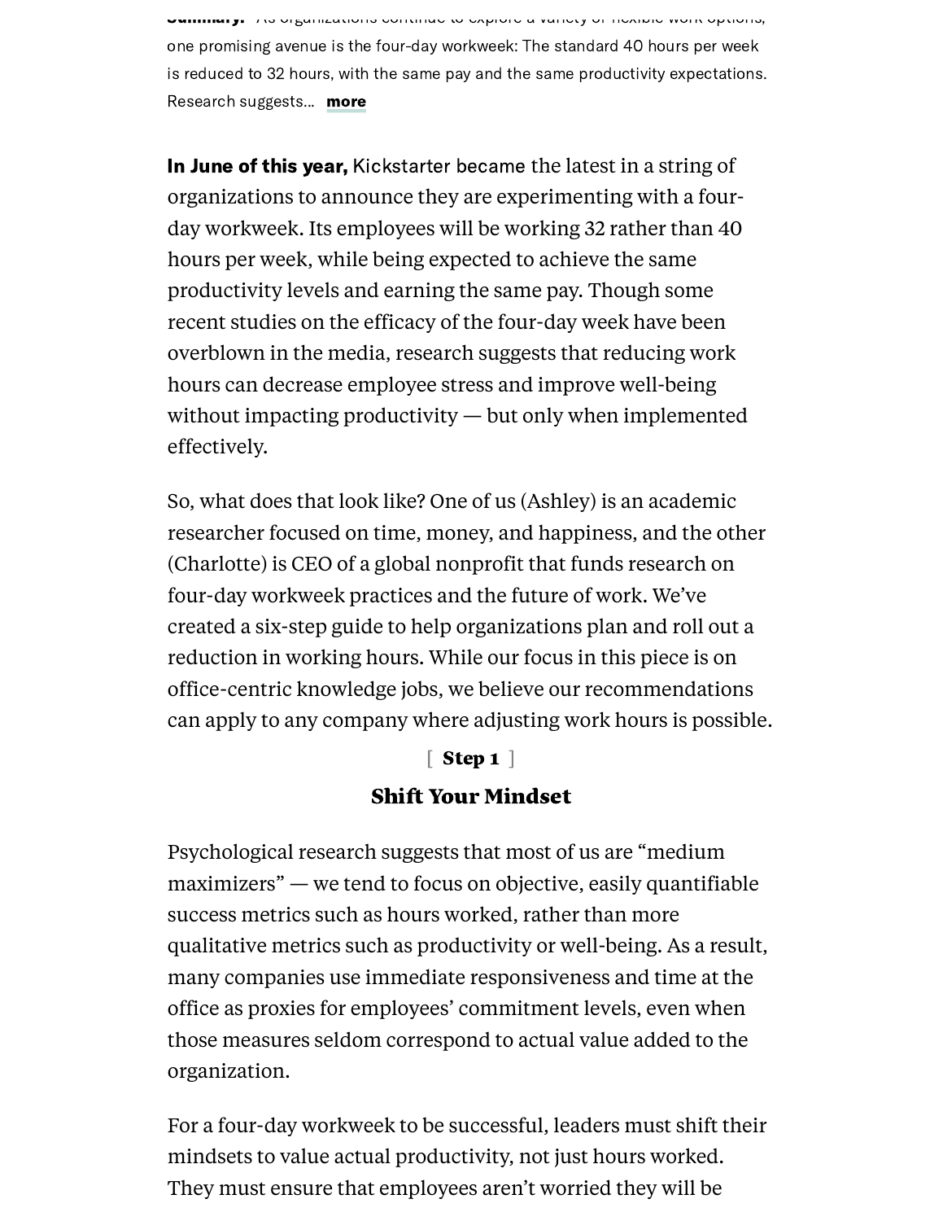**Summary:** As organizations continue to explore a variety of flexible work options, one promising avenue is the four-day workweek: The standard 40 hours per week is reduced to 32 hours, with the same pay and the same productivity expectations. Research suggests... **more**

**In June of this year,** Kickstarter became the latest in a string of organizations to announce they are experimenting with a four-day workweek. Its employees will be working 32 rather than 40 hours per week, while being expected to achieve the same productivity levels and earning the same pay. Though some recent studies on the efficacy of the four-day week have been overblown in the media, research suggests that reducing work hours can decrease employee stress and improve well-being without impacting productivity — but only when implemented effectively.

So, what does that look like? One of us (Ashley) is an academic researcher focused on time, money, and happiness, and the other (Charlotte) is CEO of a global nonprofit that funds research on four-day workweek practices and the future of work. We've created a six-step guide to help organizations plan and roll out a reduction in working hours. While our focus in this piece is on office-centric knowledge jobs, we believe our recommendations can apply to any company where adjusting work hours is possible.

[ **Step 1** ]

## Shift Your Mindset

Psychological research suggests that most of us are "medium maximizers" — we tend to focus on objective, easily quantifiable success metrics such as hours worked, rather than more qualitative metrics such as productivity or well-being. As a result, many companies use immediate responsiveness and time at the office as proxies for employees' commitment levels, even when those measures seldom correspond to actual value added to the organization.

For a four-day workweek to be successful, leaders must shift their mindsets to value actual productivity, not just hours worked. They must ensure that employees aren't worried they will be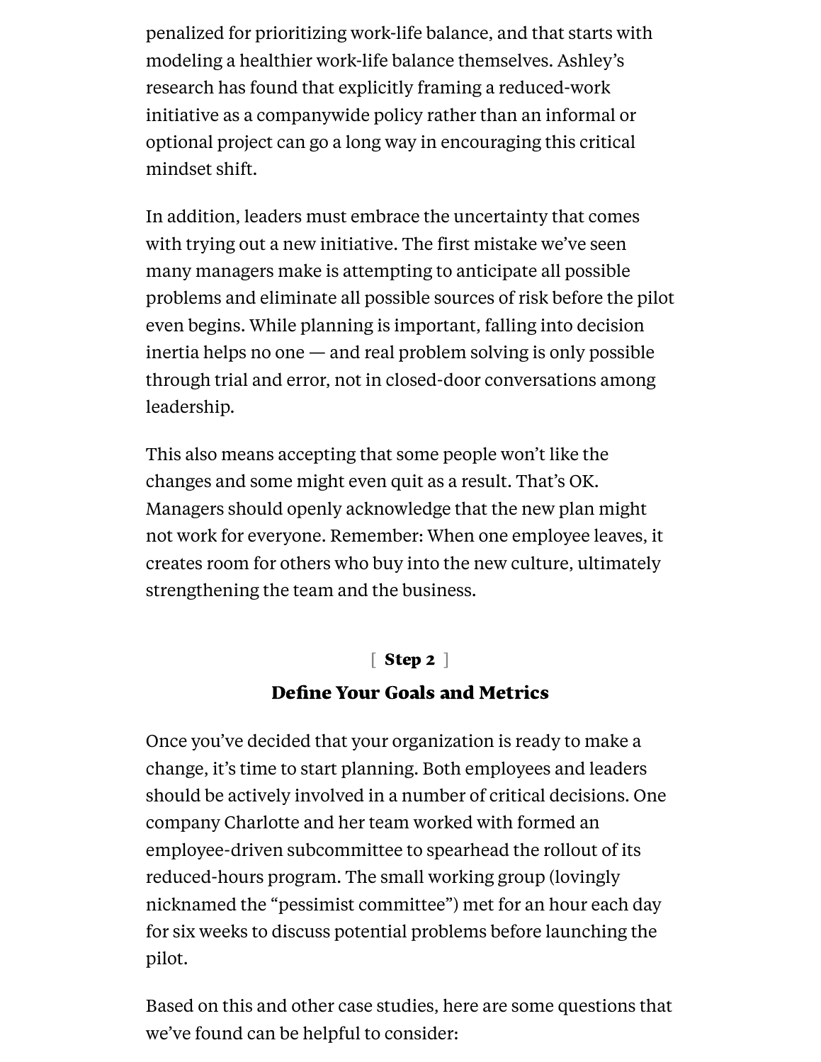penalized for prioritizing work-life balance, and that starts with modeling a healthier work-life balance themselves. Ashley's research has found that explicitly framing a reduced-work initiative as a companywide policy rather than an informal or optional project can go a long way in encouraging this critical mindset shift.

In addition, leaders must embrace the uncertainty that comes with trying out a new initiative. The first mistake we've seen many managers make is attempting to anticipate all possible problems and eliminate all possible sources of risk before the pilot even begins. While planning is important, falling into decision inertia helps no one — and real problem solving is only possible through trial and error, not in closed-door conversations among leadership.

This also means accepting that some people won't like the changes and some might even quit as a result. That's OK. Managers should openly acknowledge that the new plan might not work for everyone. Remember: When one employee leaves, it creates room for others who buy into the new culture, ultimately strengthening the team and the business.

[ **Step 2** ]

## Define Your Goals and Metrics

Once you've decided that your organization is ready to make a change, it's time to start planning. Both employees and leaders should be actively involved in a number of critical decisions. One company Charlotte and her team worked with formed an employee-driven subcommittee to spearhead the rollout of its reduced-hours program. The small working group (lovingly nicknamed the "pessimist committee") met for an hour each day for six weeks to discuss potential problems before launching the pilot.

Based on this and other case studies, here are some questions that we've found can be helpful to consider: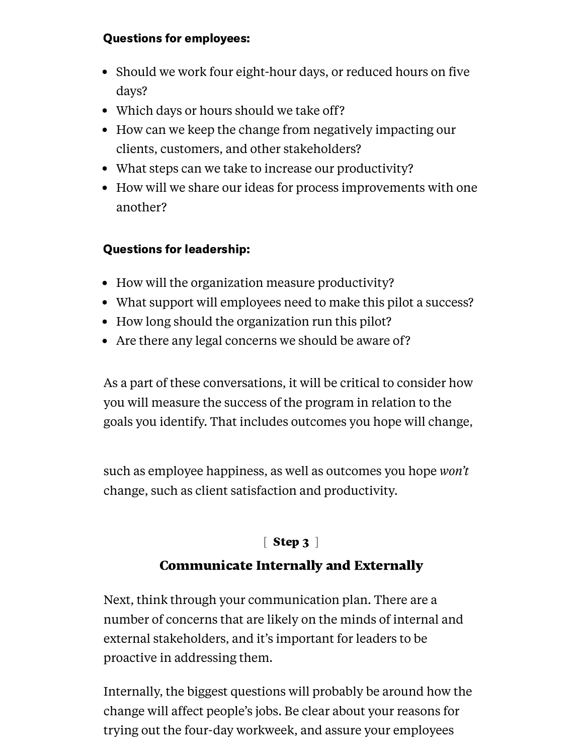**Questions for employees:**

- Should we work four eight-hour days, or reduced hours on five days?
- Which days or hours should we take off?
- How can we keep the change from negatively impacting our clients, customers, and other stakeholders?
- What steps can we take to increase our productivity?
- How will we share our ideas for process improvements with one another?

**Questions for leadership:**

- How will the organization measure productivity?
- What support will employees need to make this pilot a success?
- How long should the organization run this pilot?
- Are there any legal concerns we should be aware of?

As a part of these conversations, it will be critical to consider how you will measure the success of the program in relation to the goals you identify. That includes outcomes you hope will change, such as employee happiness, as well as outcomes you hope *won't* change, such as client satisfaction and productivity.

[ **Step 3** ]

## Communicate Internally and Externally

Next, think through your communication plan. There are a number of concerns that are likely on the minds of internal and external stakeholders, and it's important for leaders to be proactive in addressing them.

Internally, the biggest questions will probably be around how the change will affect people's jobs. Be clear about your reasons for trying out the four-day workweek, and assure your employees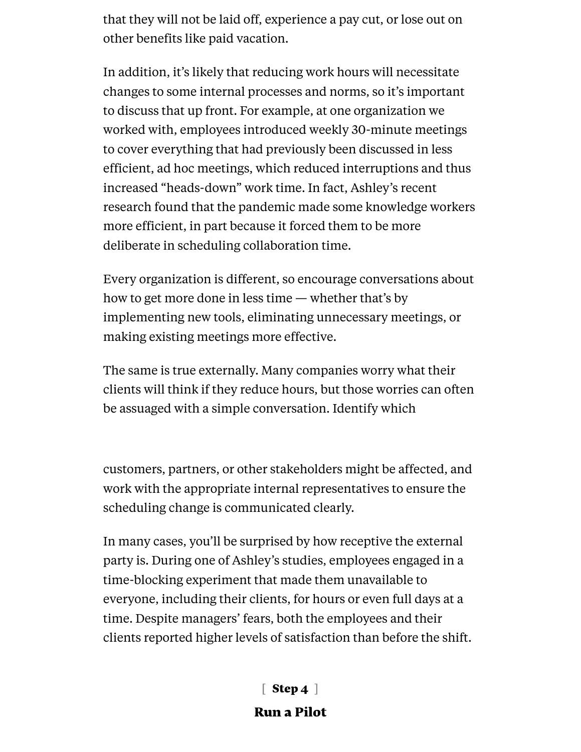that they will not be laid off, experience a pay cut, or lose out on other benefits like paid vacation.

In addition, it's likely that reducing work hours will necessitate changes to some internal processes and norms, so it's important to discuss that up front. For example, at one organization we worked with, employees introduced weekly 30-minute meetings to cover everything that had previously been discussed in less efficient, ad hoc meetings, which reduced interruptions and thus increased "heads-down" work time. In fact, Ashley's recent research found that the pandemic made some knowledge workers more efficient, in part because it forced them to be more deliberate in scheduling collaboration time.

Every organization is different, so encourage conversations about how to get more done in less time — whether that's by implementing new tools, eliminating unnecessary meetings, or making existing meetings more effective.

The same is true externally. Many companies worry what their clients will think if they reduce hours, but those worries can often be assuaged with a simple conversation. Identify which customers, partners, or other stakeholders might be affected, and work with the appropriate internal representatives to ensure the scheduling change is communicated clearly.

In many cases, you'll be surprised by how receptive the external party is. During one of Ashley's studies, employees engaged in a time-blocking experiment that made them unavailable to everyone, including their clients, for hours or even full days at a time. Despite managers' fears, both the employees and their clients reported higher levels of satisfaction than before the shift.

[ **Step 4** ]

## Run a Pilot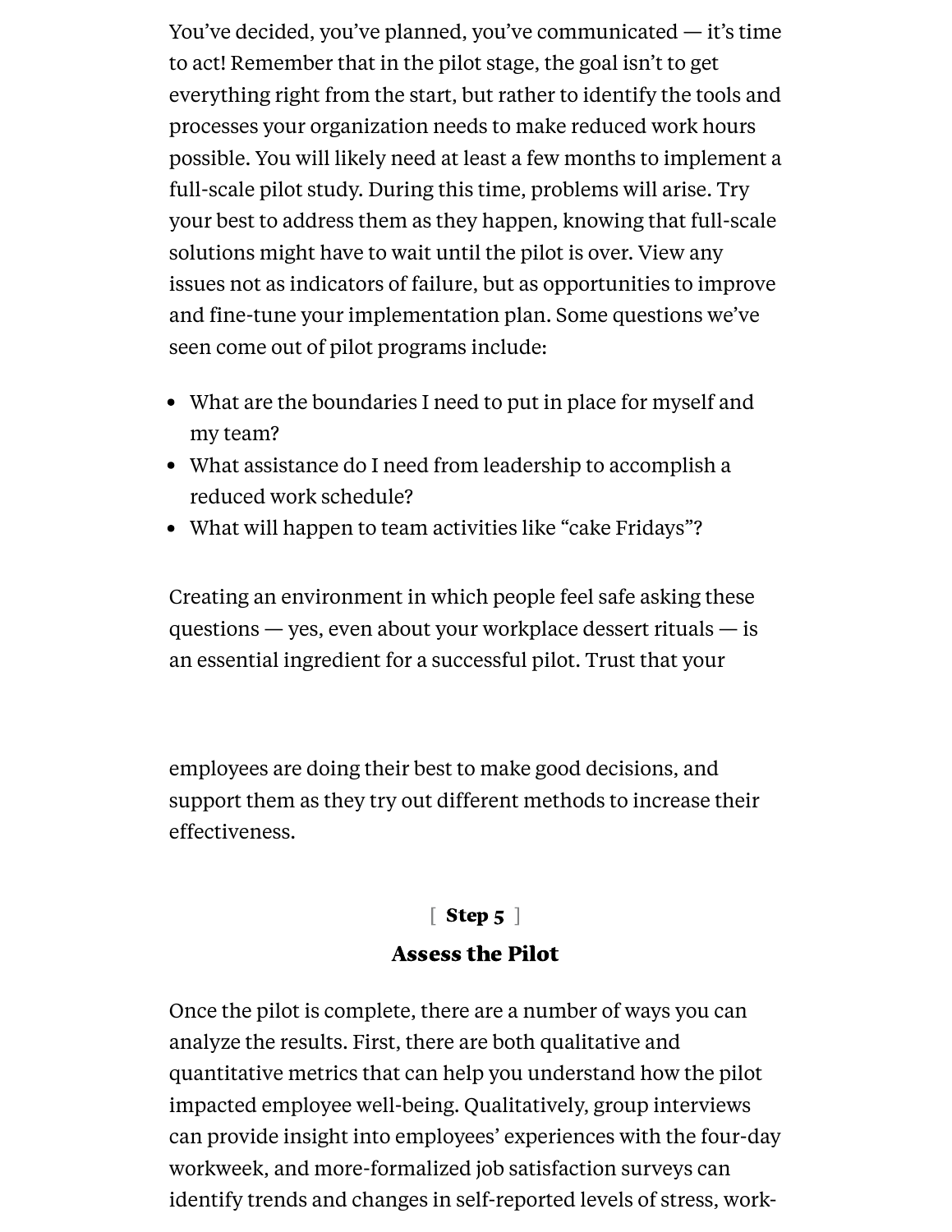You've decided, you've planned, you've communicated — it's time to act! Remember that in the pilot stage, the goal isn't to get everything right from the start, but rather to identify the tools and processes your organization needs to make reduced work hours possible. You will likely need at least a few months to implement a full-scale pilot study. During this time, problems will arise. Try your best to address them as they happen, knowing that full-scale solutions might have to wait until the pilot is over. View any issues not as indicators of failure, but as opportunities to improve and fine-tune your implementation plan. Some questions we've seen come out of pilot programs include:

- What are the boundaries I need to put in place for myself and my team?
- What assistance do I need from leadership to accomplish a reduced work schedule?
- What will happen to team activities like "cake Fridays"?

Creating an environment in which people feel safe asking these questions — yes, even about your workplace dessert rituals — is an essential ingredient for a successful pilot. Trust that your employees are doing their best to make good decisions, and support them as they try out different methods to increase their effectiveness.

[ **Step 5** ]

## Assess the Pilot

Once the pilot is complete, there are a number of ways you can analyze the results. First, there are both qualitative and quantitative metrics that can help you understand how the pilot impacted employee well-being. Qualitatively, group interviews can provide insight into employees' experiences with the four-day workweek, and more-formalized job satisfaction surveys can identify trends and changes in self-reported levels of stress, work-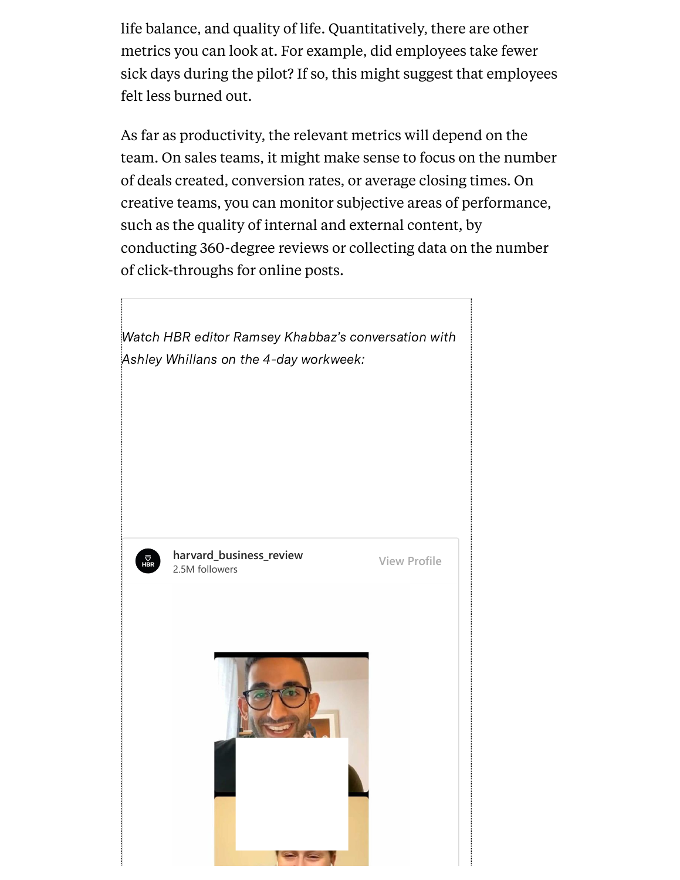life balance, and quality of life. Quantitatively, there are other metrics you can look at. For example, did employees take fewer sick days during the pilot? If so, this might suggest that employees felt less burned out.

As far as productivity, the relevant metrics will depend on the team. On sales teams, it might make sense to focus on the number of deals created, conversion rates, or average closing times. On creative teams, you can monitor subjective areas of performance, such as the quality of internal and external content, by conducting 360-degree reviews or collecting data on the number of click-throughs for online posts.

*Watch HBR editor Ramsey Khabbaz's conversation with Ashley Whillans on the 4-day workweek:*

harvard_business_review
2.5M followers

View Profile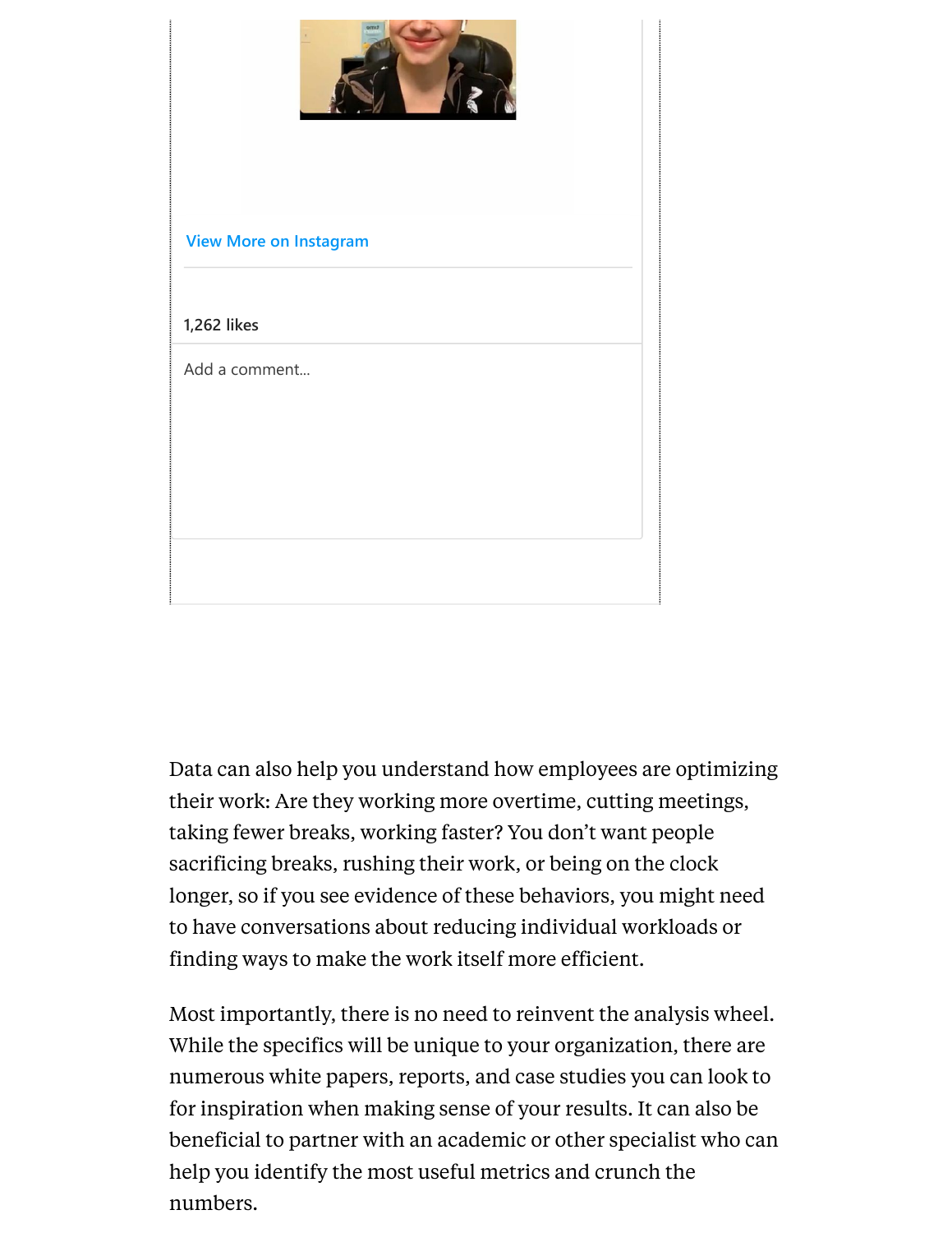View More on Instagram

1,262 likes

Add a comment...

Data can also help you understand how employees are optimizing their work: Are they working more overtime, cutting meetings, taking fewer breaks, working faster? You don't want people sacrificing breaks, rushing their work, or being on the clock longer, so if you see evidence of these behaviors, you might need to have conversations about reducing individual workloads or finding ways to make the work itself more efficient.

Most importantly, there is no need to reinvent the analysis wheel. While the specifics will be unique to your organization, there are numerous white papers, reports, and case studies you can look to for inspiration when making sense of your results. It can also be beneficial to partner with an academic or other specialist who can help you identify the most useful metrics and crunch the numbers.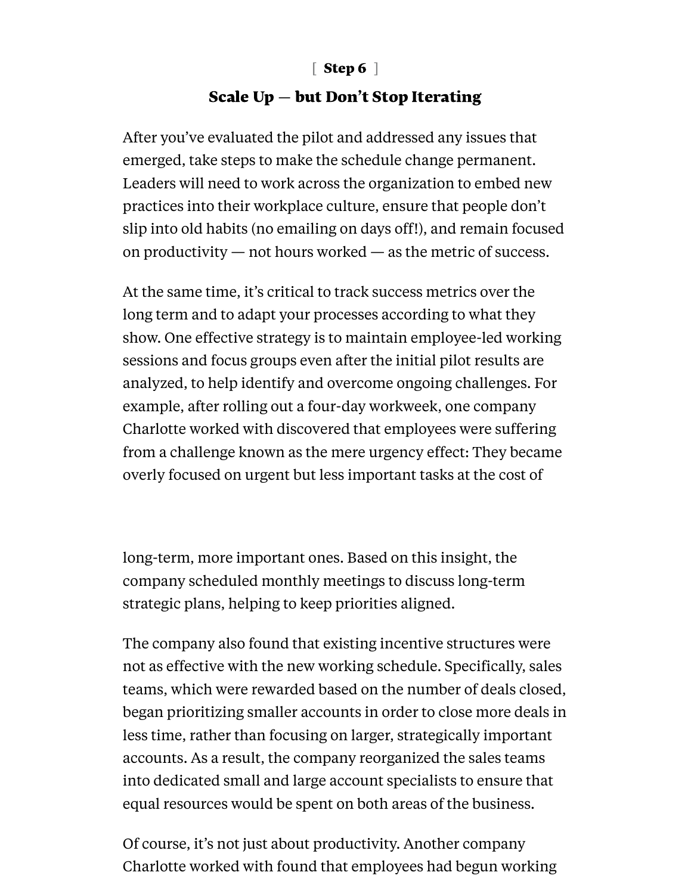[ **Step 6** ]

## Scale Up — but Don't Stop Iterating

After you've evaluated the pilot and addressed any issues that emerged, take steps to make the schedule change permanent. Leaders will need to work across the organization to embed new practices into their workplace culture, ensure that people don't slip into old habits (no emailing on days off!), and remain focused on productivity — not hours worked — as the metric of success.

At the same time, it's critical to track success metrics over the long term and to adapt your processes according to what they show. One effective strategy is to maintain employee-led working sessions and focus groups even after the initial pilot results are analyzed, to help identify and overcome ongoing challenges. For example, after rolling out a four-day workweek, one company Charlotte worked with discovered that employees were suffering from a challenge known as the mere urgency effect: They became overly focused on urgent but less important tasks at the cost of long-term, more important ones. Based on this insight, the company scheduled monthly meetings to discuss long-term strategic plans, helping to keep priorities aligned.

The company also found that existing incentive structures were not as effective with the new working schedule. Specifically, sales teams, which were rewarded based on the number of deals closed, began prioritizing smaller accounts in order to close more deals in less time, rather than focusing on larger, strategically important accounts. As a result, the company reorganized the sales teams into dedicated small and large account specialists to ensure that equal resources would be spent on both areas of the business.

Of course, it's not just about productivity. Another company Charlotte worked with found that employees had begun working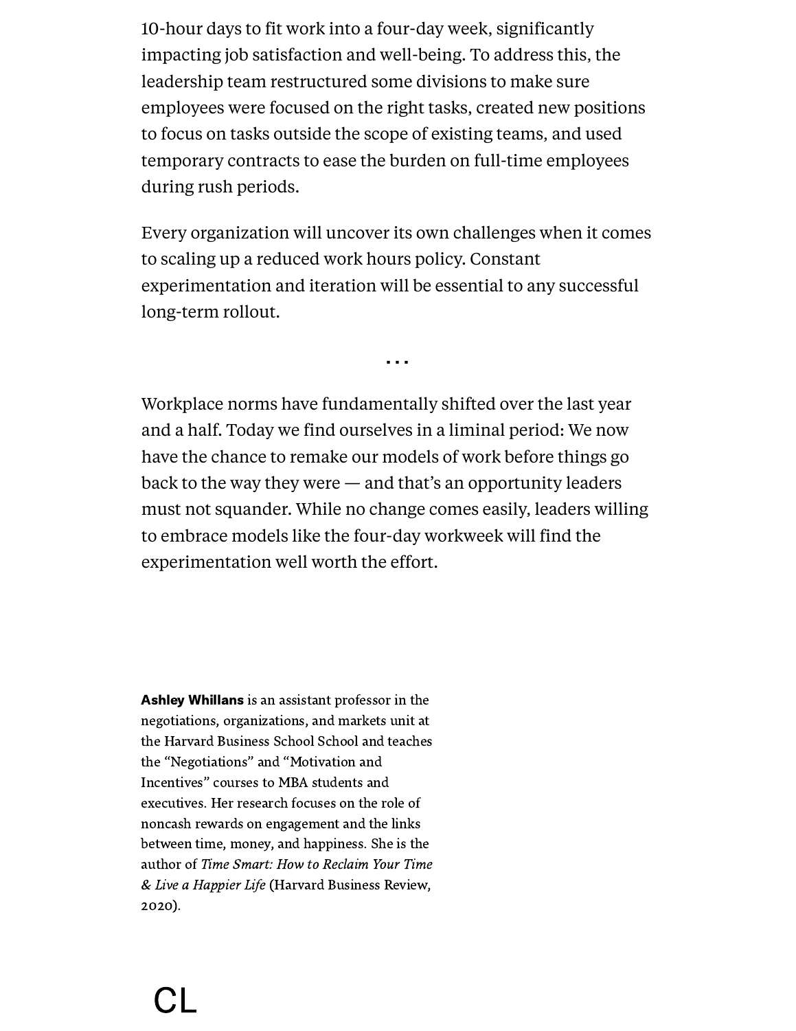10-hour days to fit work into a four-day week, significantly impacting job satisfaction and well-being. To address this, the leadership team restructured some divisions to make sure employees were focused on the right tasks, created new positions to focus on tasks outside the scope of existing teams, and used temporary contracts to ease the burden on full-time employees during rush periods.

Every organization will uncover its own challenges when it comes to scaling up a reduced work hours policy. Constant experimentation and iteration will be essential to any successful long-term rollout.

...

Workplace norms have fundamentally shifted over the last year and a half. Today we find ourselves in a liminal period: We now have the chance to remake our models of work before things go back to the way they were — and that's an opportunity leaders must not squander. While no change comes easily, leaders willing to embrace models like the four-day workweek will find the experimentation well worth the effort.

**Ashley Whillans** is an assistant professor in the negotiations, organizations, and markets unit at the Harvard Business School School and teaches the "Negotiations" and "Motivation and Incentives" courses to MBA students and executives. Her research focuses on the role of noncash rewards on engagement and the links between time, money, and happiness. She is the author of *Time Smart: How to Reclaim Your Time & Live a Happier Life* (Harvard Business Review, 2020).

CL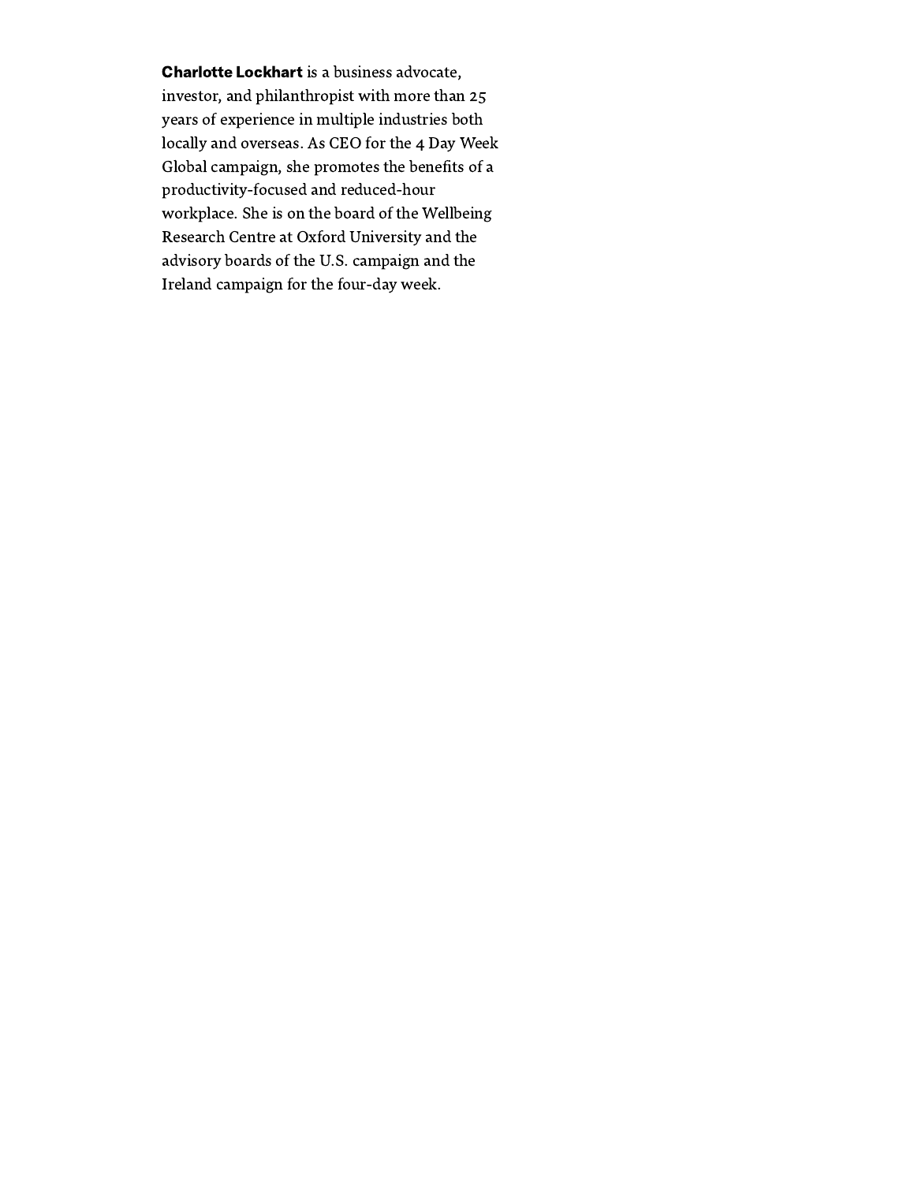**Charlotte Lockhart** is a business advocate, investor, and philanthropist with more than 25 years of experience in multiple industries both locally and overseas. As CEO for the 4 Day Week Global campaign, she promotes the benefits of a productivity-focused and reduced-hour workplace. She is on the board of the Wellbeing Research Centre at Oxford University and the advisory boards of the U.S. campaign and the Ireland campaign for the four-day week.